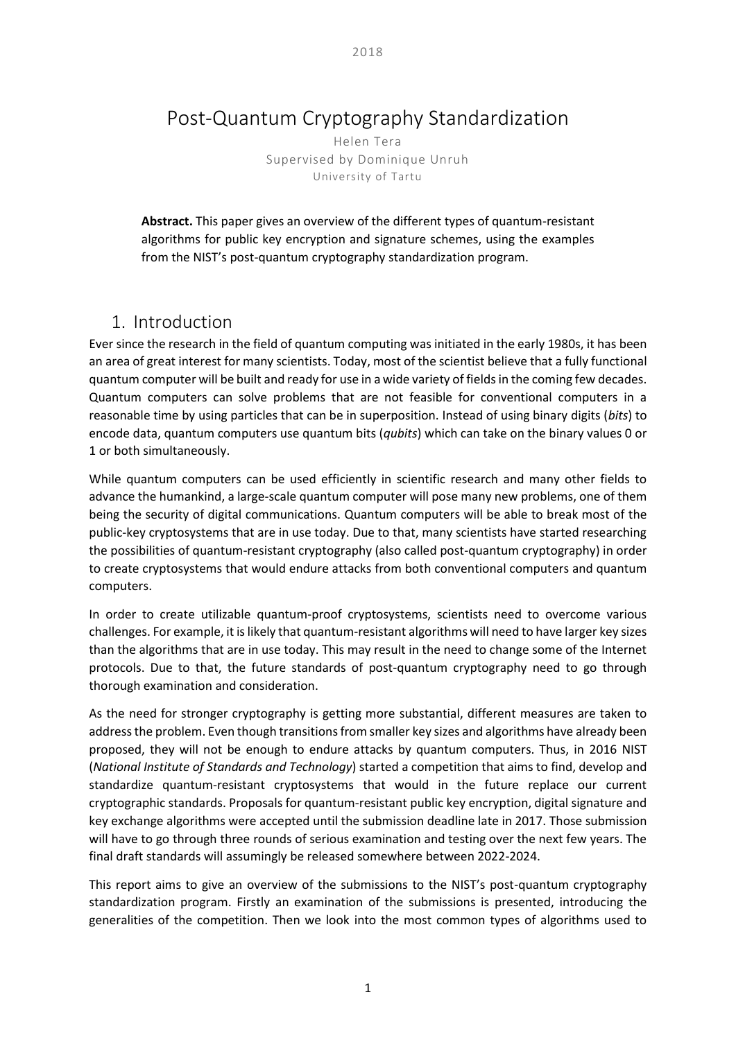# Post-Quantum Cryptography Standardization

Helen Tera
Supervised by Dominique Unruh
University of Tartu

> **Abstract.** This paper gives an overview of the different types of quantum-resistant algorithms for public key encryption and signature schemes, using the examples from the NIST's post-quantum cryptography standardization program.

## 1. Introduction

Ever since the research in the field of quantum computing was initiated in the early 1980s, it has been an area of great interest for many scientists. Today, most of the scientist believe that a fully functional quantum computer will be built and ready for use in a wide variety of fields in the coming few decades. Quantum computers can solve problems that are not feasible for conventional computers in a reasonable time by using particles that can be in superposition. Instead of using binary digits (*bits*) to encode data, quantum computers use quantum bits (*qubits*) which can take on the binary values 0 or 1 or both simultaneously.

While quantum computers can be used efficiently in scientific research and many other fields to advance the humankind, a large-scale quantum computer will pose many new problems, one of them being the security of digital communications. Quantum computers will be able to break most of the public-key cryptosystems that are in use today. Due to that, many scientists have started researching the possibilities of quantum-resistant cryptography (also called post-quantum cryptography) in order to create cryptosystems that would endure attacks from both conventional computers and quantum computers.

In order to create utilizable quantum-proof cryptosystems, scientists need to overcome various challenges. For example, it is likely that quantum-resistant algorithms will need to have larger key sizes than the algorithms that are in use today. This may result in the need to change some of the Internet protocols. Due to that, the future standards of post-quantum cryptography need to go through thorough examination and consideration.

As the need for stronger cryptography is getting more substantial, different measures are taken to address the problem. Even though transitions from smaller key sizes and algorithms have already been proposed, they will not be enough to endure attacks by quantum computers. Thus, in 2016 NIST (*National Institute of Standards and Technology*) started a competition that aims to find, develop and standardize quantum-resistant cryptosystems that would in the future replace our current cryptographic standards. Proposals for quantum-resistant public key encryption, digital signature and key exchange algorithms were accepted until the submission deadline late in 2017. Those submission will have to go through three rounds of serious examination and testing over the next few years. The final draft standards will assumingly be released somewhere between 2022-2024.

This report aims to give an overview of the submissions to the NIST's post-quantum cryptography standardization program. Firstly an examination of the submissions is presented, introducing the generalities of the competition. Then we look into the most common types of algorithms used to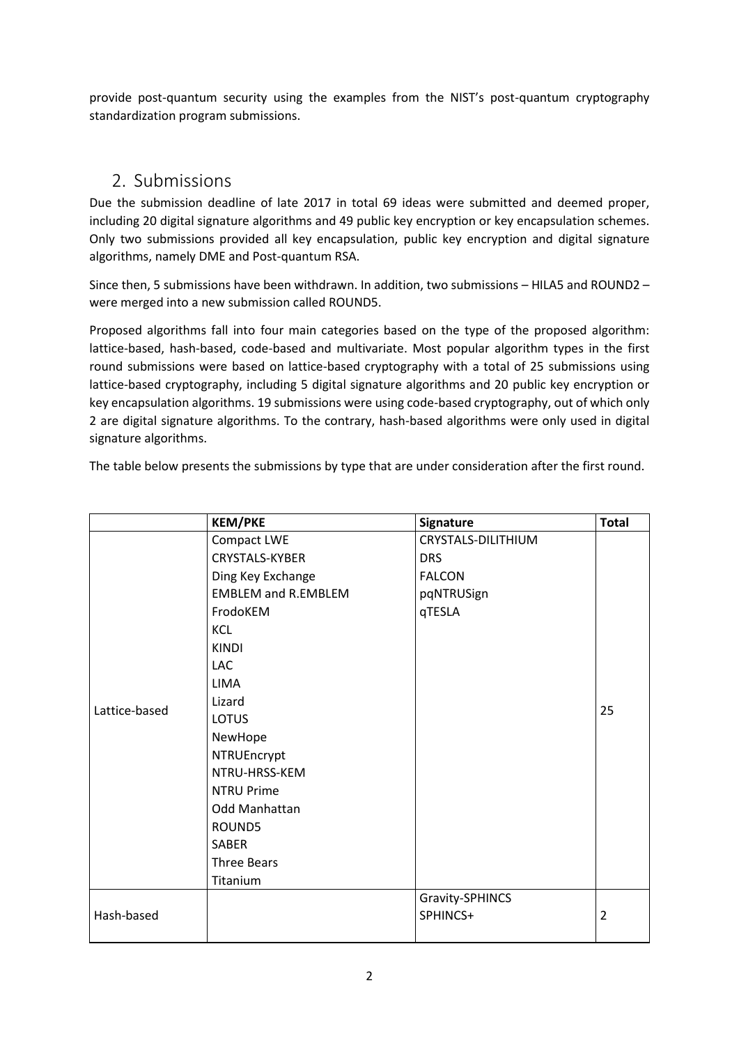provide post-quantum security using the examples from the NIST's post-quantum cryptography standardization program submissions.

## 2. Submissions

Due the submission deadline of late 2017 in total 69 ideas were submitted and deemed proper, including 20 digital signature algorithms and 49 public key encryption or key encapsulation schemes. Only two submissions provided all key encapsulation, public key encryption and digital signature algorithms, namely DME and Post-quantum RSA.

Since then, 5 submissions have been withdrawn. In addition, two submissions – HILA5 and ROUND2 – were merged into a new submission called ROUND5.

Proposed algorithms fall into four main categories based on the type of the proposed algorithm: lattice-based, hash-based, code-based and multivariate. Most popular algorithm types in the first round submissions were based on lattice-based cryptography with a total of 25 submissions using lattice-based cryptography, including 5 digital signature algorithms and 20 public key encryption or key encapsulation algorithms. 19 submissions were using code-based cryptography, out of which only 2 are digital signature algorithms. To the contrary, hash-based algorithms were only used in digital signature algorithms.

The table below presents the submissions by type that are under consideration after the first round.

| | **KEM/PKE** | **Signature** | **Total** |
|---|---|---|---|
| Lattice-based | Compact LWE<br>CRYSTALS-KYBER<br>Ding Key Exchange<br>EMBLEM and R.EMBLEM<br>FrodoKEM<br>KCL<br>KINDI<br>LAC<br>LIMA<br>Lizard<br>LOTUS<br>NewHope<br>NTRUEncrypt<br>NTRU-HRSS-KEM<br>NTRU Prime<br>Odd Manhattan<br>ROUND5<br>SABER<br>Three Bears<br>Titanium | CRYSTALS-DILITHIUM<br>DRS<br>FALCON<br>pqNTRUSign<br>qTESLA | 25 |
| Hash-based | | Gravity-SPHINCS<br>SPHINCS+ | 2 |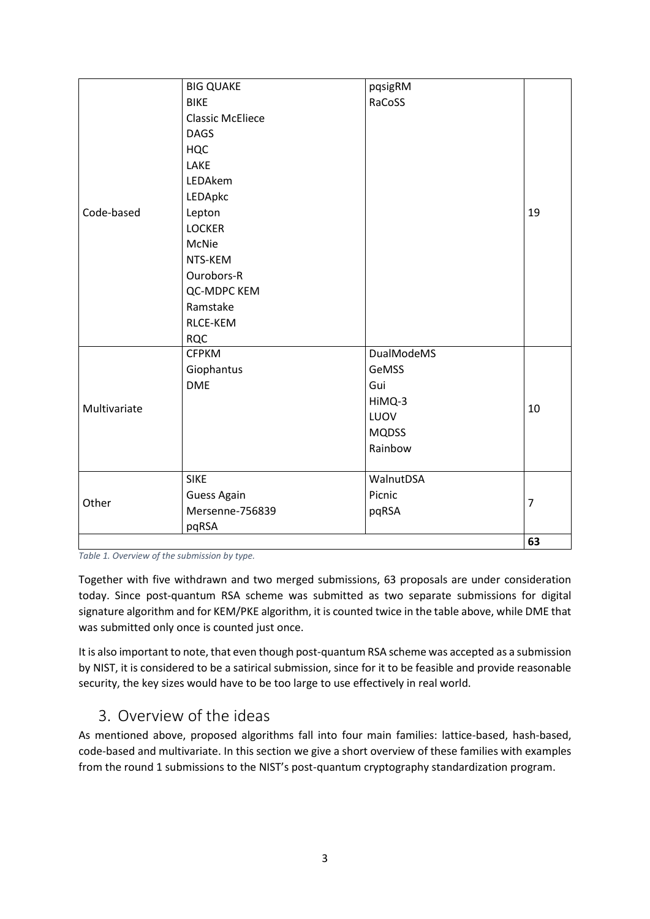| | | | |
|---|---|---|---|
| Code-based | BIG QUAKE<br>BIKE<br>Classic McEliece<br>DAGS<br>HQC<br>LAKE<br>LEDAkem<br>LEDApkc<br>Lepton<br>LOCKER<br>McNie<br>NTS-KEM<br>Ourobors-R<br>QC-MDPC KEM<br>Ramstake<br>RLCE-KEM<br>RQC | pqsigRM<br>RaCoSS | 19 |
| Multivariate | CFPKM<br>Giophantus<br>DME | DualModeMS<br>GeMSS<br>Gui<br>HiMQ-3<br>LUOV<br>MQDSS<br>Rainbow | 10 |
| Other | SIKE<br>Guess Again<br>Mersenne-756839<br>pqRSA | WalnutDSA<br>Picnic<br>pqRSA | 7 |
| | | | **63** |

*Table 1. Overview of the submission by type.*

Together with five withdrawn and two merged submissions, 63 proposals are under consideration today. Since post-quantum RSA scheme was submitted as two separate submissions for digital signature algorithm and for KEM/PKE algorithm, it is counted twice in the table above, while DME that was submitted only once is counted just once.

It is also important to note, that even though post-quantum RSA scheme was accepted as a submission by NIST, it is considered to be a satirical submission, since for it to be feasible and provide reasonable security, the key sizes would have to be too large to use effectively in real world.

## 3. Overview of the ideas

As mentioned above, proposed algorithms fall into four main families: lattice-based, hash-based, code-based and multivariate. In this section we give a short overview of these families with examples from the round 1 submissions to the NIST's post-quantum cryptography standardization program.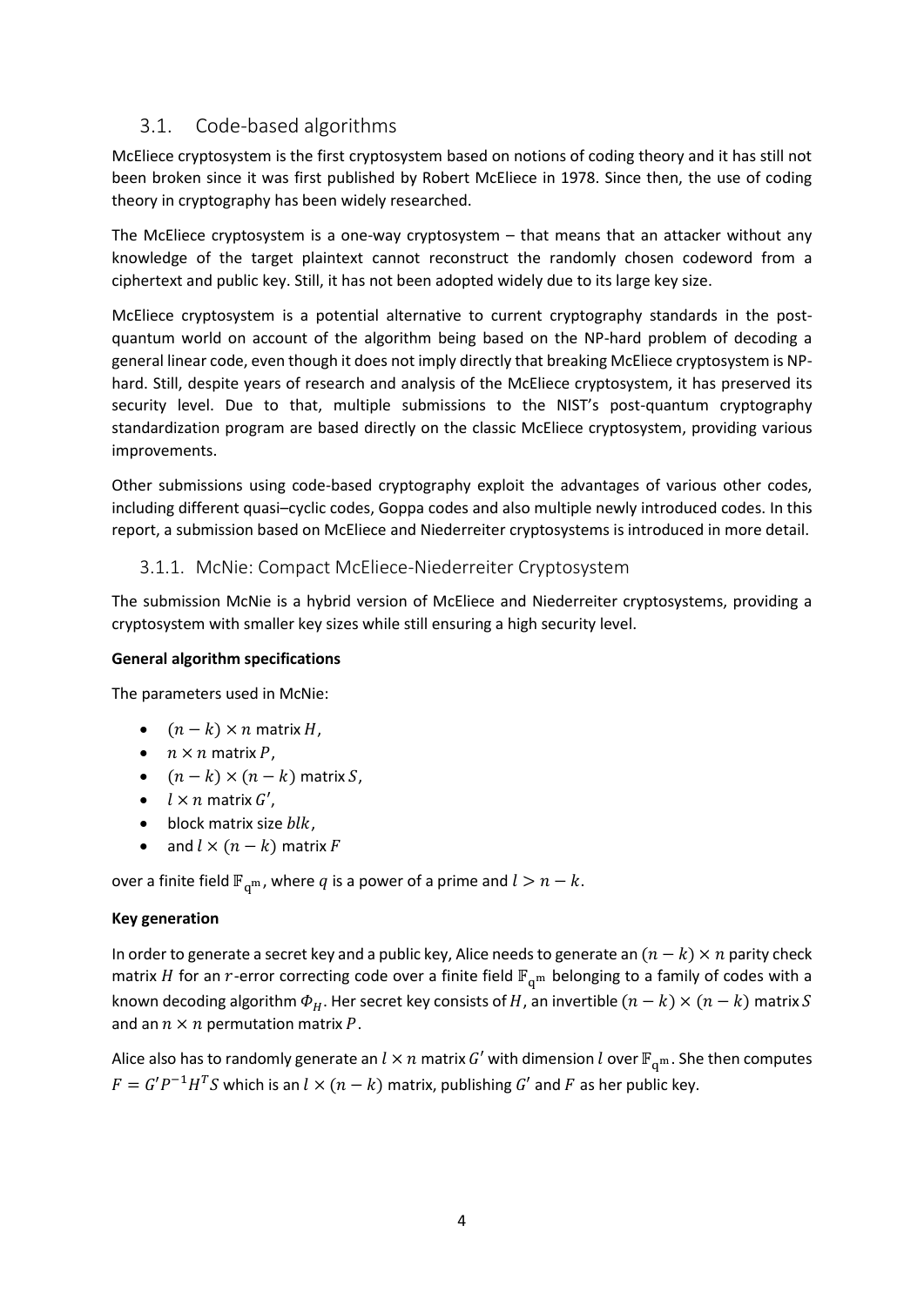## 3.1. Code-based algorithms

McEliece cryptosystem is the first cryptosystem based on notions of coding theory and it has still not been broken since it was first published by Robert McEliece in 1978. Since then, the use of coding theory in cryptography has been widely researched.

The McEliece cryptosystem is a one-way cryptosystem – that means that an attacker without any knowledge of the target plaintext cannot reconstruct the randomly chosen codeword from a ciphertext and public key. Still, it has not been adopted widely due to its large key size.

McEliece cryptosystem is a potential alternative to current cryptography standards in the post-quantum world on account of the algorithm being based on the NP-hard problem of decoding a general linear code, even though it does not imply directly that breaking McEliece cryptosystem is NP-hard. Still, despite years of research and analysis of the McEliece cryptosystem, it has preserved its security level. Due to that, multiple submissions to the NIST's post-quantum cryptography standardization program are based directly on the classic McEliece cryptosystem, providing various improvements.

Other submissions using code-based cryptography exploit the advantages of various other codes, including different quasi–cyclic codes, Goppa codes and also multiple newly introduced codes. In this report, a submission based on McEliece and Niederreiter cryptosystems is introduced in more detail.

### 3.1.1. McNie: Compact McEliece-Niederreiter Cryptosystem

The submission McNie is a hybrid version of McEliece and Niederreiter cryptosystems, providing a cryptosystem with smaller key sizes while still ensuring a high security level.

**General algorithm specifications**

The parameters used in McNie:

- $(n-k) \times n$ matrix $H$,
- $n \times n$ matrix $P$,
- $(n-k) \times (n-k)$ matrix $S$,
- $l \times n$ matrix $G'$,
- block matrix size $blk$,
- and $l \times (n-k)$ matrix $F$

over a finite field $\mathbb{F}_{q^m}$, where $q$ is a power of a prime and $l > n - k$.

**Key generation**

In order to generate a secret key and a public key, Alice needs to generate an $(n-k) \times n$ parity check matrix $H$ for an $r$-error correcting code over a finite field $\mathbb{F}_{q^m}$ belonging to a family of codes with a known decoding algorithm $\Phi_H$. Her secret key consists of $H$, an invertible $(n-k) \times (n-k)$ matrix $S$ and an $n \times n$ permutation matrix $P$.

Alice also has to randomly generate an $l \times n$ matrix $G'$ with dimension $l$ over $\mathbb{F}_{q^m}$. She then computes $F = G'P^{-1}H^T S$ which is an $l \times (n-k)$ matrix, publishing $G'$ and $F$ as her public key.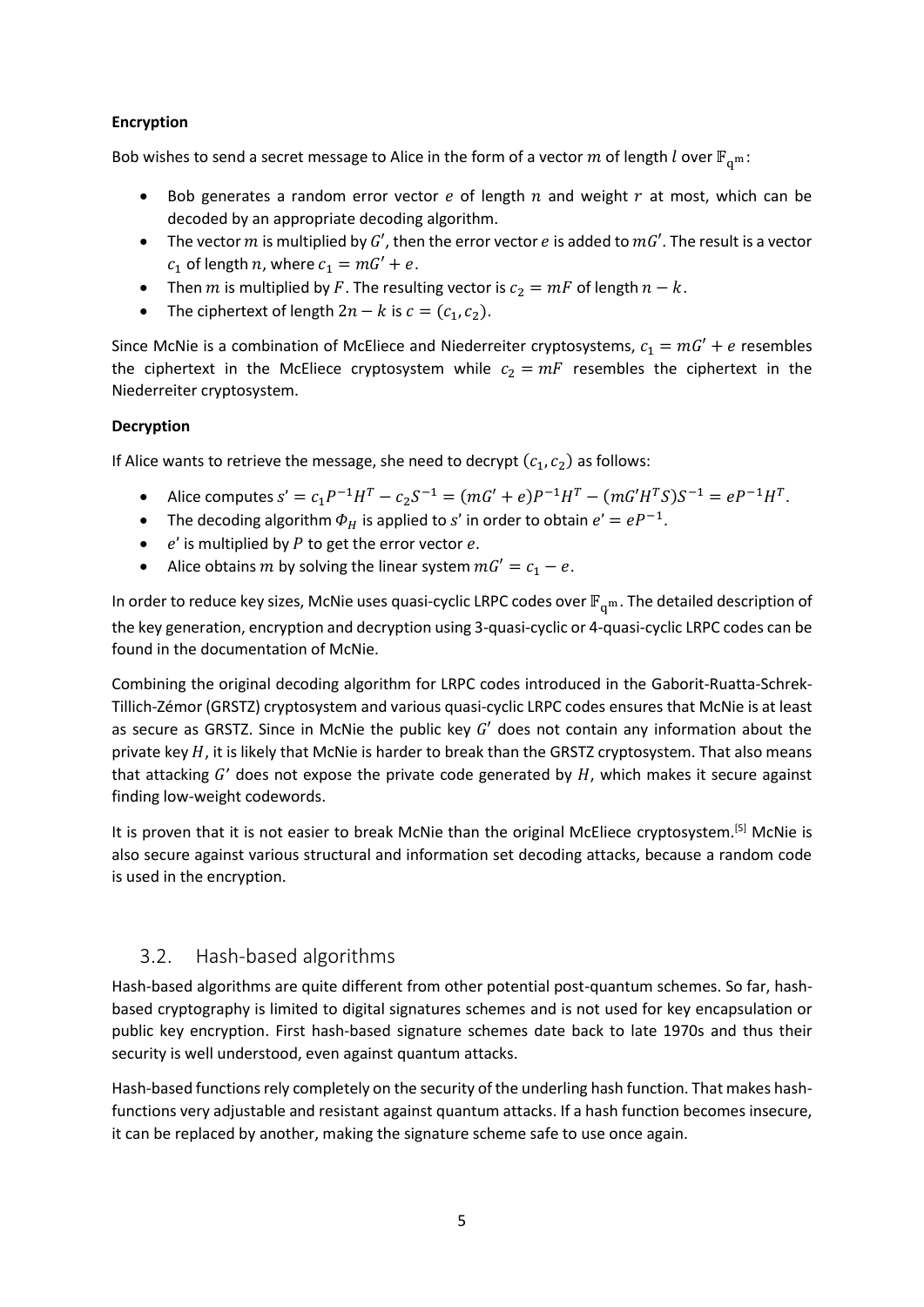**Encryption**

Bob wishes to send a secret message to Alice in the form of a vector $m$ of length $l$ over $\mathbb{F}_{q^m}$:

- Bob generates a random error vector $e$ of length $n$ and weight $r$ at most, which can be decoded by an appropriate decoding algorithm.
- The vector $m$ is multiplied by $G'$, then the error vector $e$ is added to $mG'$. The result is a vector $c_1$ of length $n$, where $c_1 = mG' + e$.
- Then $m$ is multiplied by $F$. The resulting vector is $c_2 = mF$ of length $n - k$.
- The ciphertext of length $2n - k$ is $c = (c_1, c_2)$.

Since McNie is a combination of McEliece and Niederreiter cryptosystems, $c_1 = mG' + e$ resembles the ciphertext in the McEliece cryptosystem while $c_2 = mF$ resembles the ciphertext in the Niederreiter cryptosystem.

**Decryption**

If Alice wants to retrieve the message, she need to decrypt $(c_1, c_2)$ as follows:

- Alice computes $s' = c_1 P^{-1} H^T - c_2 S^{-1} = (mG' + e)P^{-1}H^T - (mG'H^T S)S^{-1} = eP^{-1}H^T$.
- The decoding algorithm $\Phi_H$ is applied to $s'$ in order to obtain $e' = eP^{-1}$.
- $e'$ is multiplied by $P$ to get the error vector $e$.
- Alice obtains $m$ by solving the linear system $mG' = c_1 - e$.

In order to reduce key sizes, McNie uses quasi-cyclic LRPC codes over $\mathbb{F}_{q^m}$. The detailed description of the key generation, encryption and decryption using 3-quasi-cyclic or 4-quasi-cyclic LRPC codes can be found in the documentation of McNie.

Combining the original decoding algorithm for LRPC codes introduced in the Gaborit-Ruatta-Schrek-Tillich-Zémor (GRSTZ) cryptosystem and various quasi-cyclic LRPC codes ensures that McNie is at least as secure as GRSTZ. Since in McNie the public key $G'$ does not contain any information about the private key $H$, it is likely that McNie is harder to break than the GRSTZ cryptosystem. That also means that attacking $G'$ does not expose the private code generated by $H$, which makes it secure against finding low-weight codewords.

It is proven that it is not easier to break McNie than the original McEliece cryptosystem.[5] McNie is also secure against various structural and information set decoding attacks, because a random code is used in the encryption.

## 3.2. Hash-based algorithms

Hash-based algorithms are quite different from other potential post-quantum schemes. So far, hash-based cryptography is limited to digital signatures schemes and is not used for key encapsulation or public key encryption. First hash-based signature schemes date back to late 1970s and thus their security is well understood, even against quantum attacks.

Hash-based functions rely completely on the security of the underling hash function. That makes hash-functions very adjustable and resistant against quantum attacks. If a hash function becomes insecure, it can be replaced by another, making the signature scheme safe to use once again.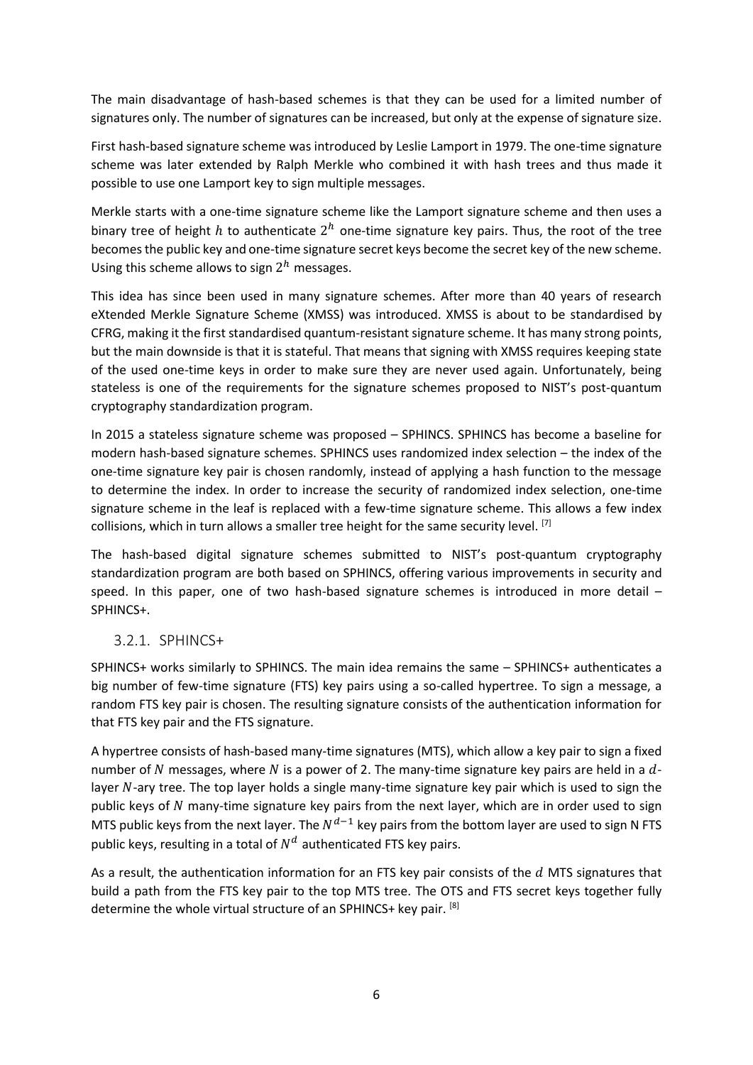The main disadvantage of hash-based schemes is that they can be used for a limited number of signatures only. The number of signatures can be increased, but only at the expense of signature size.

First hash-based signature scheme was introduced by Leslie Lamport in 1979. The one-time signature scheme was later extended by Ralph Merkle who combined it with hash trees and thus made it possible to use one Lamport key to sign multiple messages.

Merkle starts with a one-time signature scheme like the Lamport signature scheme and then uses a binary tree of height $h$ to authenticate $2^h$ one-time signature key pairs. Thus, the root of the tree becomes the public key and one-time signature secret keys become the secret key of the new scheme. Using this scheme allows to sign $2^h$ messages.

This idea has since been used in many signature schemes. After more than 40 years of research eXtended Merkle Signature Scheme (XMSS) was introduced. XMSS is about to be standardised by CFRG, making it the first standardised quantum-resistant signature scheme. It has many strong points, but the main downside is that it is stateful. That means that signing with XMSS requires keeping state of the used one-time keys in order to make sure they are never used again. Unfortunately, being stateless is one of the requirements for the signature schemes proposed to NIST's post-quantum cryptography standardization program.

In 2015 a stateless signature scheme was proposed – SPHINCS. SPHINCS has become a baseline for modern hash-based signature schemes. SPHINCS uses randomized index selection – the index of the one-time signature key pair is chosen randomly, instead of applying a hash function to the message to determine the index. In order to increase the security of randomized index selection, one-time signature scheme in the leaf is replaced with a few-time signature scheme. This allows a few index collisions, which in turn allows a smaller tree height for the same security level. [7]

The hash-based digital signature schemes submitted to NIST's post-quantum cryptography standardization program are both based on SPHINCS, offering various improvements in security and speed. In this paper, one of two hash-based signature schemes is introduced in more detail – SPHINCS+.

### 3.2.1. SPHINCS+

SPHINCS+ works similarly to SPHINCS. The main idea remains the same – SPHINCS+ authenticates a big number of few-time signature (FTS) key pairs using a so-called hypertree. To sign a message, a random FTS key pair is chosen. The resulting signature consists of the authentication information for that FTS key pair and the FTS signature.

A hypertree consists of hash-based many-time signatures (MTS), which allow a key pair to sign a fixed number of $N$ messages, where $N$ is a power of 2. The many-time signature key pairs are held in a $d$-layer $N$-ary tree. The top layer holds a single many-time signature key pair which is used to sign the public keys of $N$ many-time signature key pairs from the next layer, which are in order used to sign MTS public keys from the next layer. The $N^{d-1}$ key pairs from the bottom layer are used to sign N FTS public keys, resulting in a total of $N^d$ authenticated FTS key pairs.

As a result, the authentication information for an FTS key pair consists of the $d$ MTS signatures that build a path from the FTS key pair to the top MTS tree. The OTS and FTS secret keys together fully determine the whole virtual structure of an SPHINCS+ key pair. [8]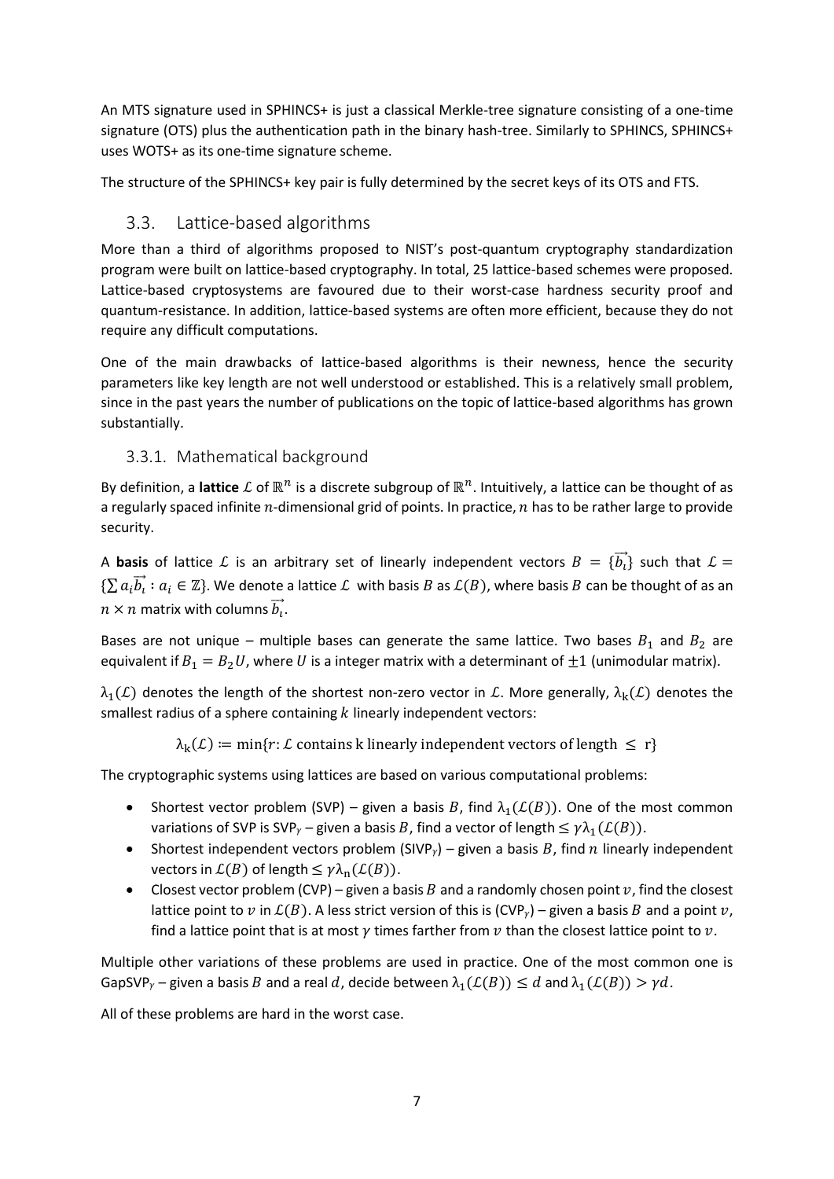An MTS signature used in SPHINCS+ is just a classical Merkle-tree signature consisting of a one-time signature (OTS) plus the authentication path in the binary hash-tree. Similarly to SPHINCS, SPHINCS+ uses WOTS+ as its one-time signature scheme.

The structure of the SPHINCS+ key pair is fully determined by the secret keys of its OTS and FTS.

## 3.3. Lattice-based algorithms

More than a third of algorithms proposed to NIST's post-quantum cryptography standardization program were built on lattice-based cryptography. In total, 25 lattice-based schemes were proposed. Lattice-based cryptosystems are favoured due to their worst-case hardness security proof and quantum-resistance. In addition, lattice-based systems are often more efficient, because they do not require any difficult computations.

One of the main drawbacks of lattice-based algorithms is their newness, hence the security parameters like key length are not well understood or established. This is a relatively small problem, since in the past years the number of publications on the topic of lattice-based algorithms has grown substantially.

### 3.3.1. Mathematical background

By definition, a **lattice** $\mathcal{L}$ of $\mathbb{R}^n$ is a discrete subgroup of $\mathbb{R}^n$. Intuitively, a lattice can be thought of as a regularly spaced infinite $n$-dimensional grid of points. In practice, $n$ has to be rather large to provide security.

A **basis** of lattice $\mathcal{L}$ is an arbitrary set of linearly independent vectors $B = \{\vec{b_i}\}$ such that $\mathcal{L} = \{\sum a_i \vec{b_i} : a_i \in \mathbb{Z}\}$. We denote a lattice $\mathcal{L}$ with basis $B$ as $\mathcal{L}(B)$, where basis $B$ can be thought of as an $n \times n$ matrix with columns $\vec{b_i}$.

Bases are not unique – multiple bases can generate the same lattice. Two bases $B_1$ and $B_2$ are equivalent if $B_1 = B_2 U$, where $U$ is a integer matrix with a determinant of $\pm 1$ (unimodular matrix).

$\lambda_1(\mathcal{L})$ denotes the length of the shortest non-zero vector in $\mathcal{L}$. More generally, $\lambda_k(\mathcal{L})$ denotes the smallest radius of a sphere containing $k$ linearly independent vectors:

$$\lambda_k(\mathcal{L}) \coloneqq \min\{r : \mathcal{L} \text{ contains k linearly independent vectors of length } \leq \text{ r}\}$$

The cryptographic systems using lattices are based on various computational problems:

- Shortest vector problem (SVP) – given a basis $B$, find $\lambda_1(\mathcal{L}(B))$. One of the most common variations of SVP is SVP$_\gamma$ – given a basis $B$, find a vector of length $\leq \gamma\lambda_1(\mathcal{L}(B))$.
- Shortest independent vectors problem (SIVP$_\gamma$) – given a basis $B$, find $n$ linearly independent vectors in $\mathcal{L}(B)$ of length $\leq \gamma\lambda_n(\mathcal{L}(B))$.
- Closest vector problem (CVP) – given a basis $B$ and a randomly chosen point $v$, find the closest lattice point to $v$ in $\mathcal{L}(B)$. A less strict version of this is (CVP$_\gamma$) – given a basis $B$ and a point $v$, find a lattice point that is at most $\gamma$ times farther from $v$ than the closest lattice point to $v$.

Multiple other variations of these problems are used in practice. One of the most common one is GapSVP$_\gamma$ – given a basis $B$ and a real $d$, decide between $\lambda_1(\mathcal{L}(B)) \leq d$ and $\lambda_1(\mathcal{L}(B)) > \gamma d$.

All of these problems are hard in the worst case.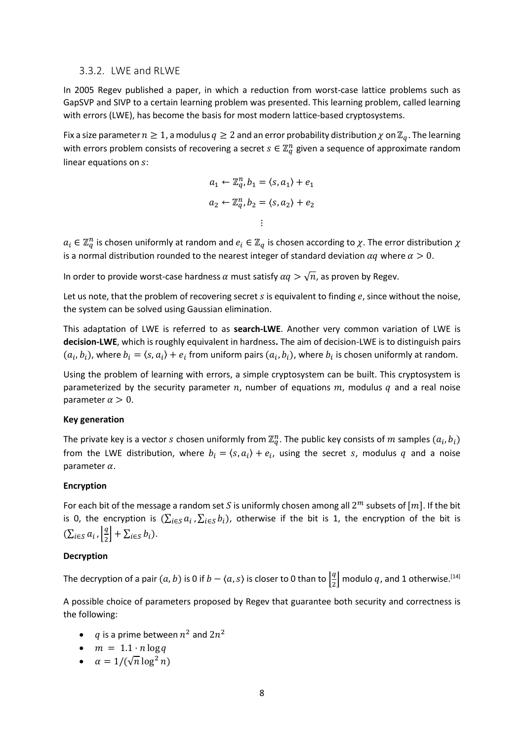### 3.3.2. LWE and RLWE

In 2005 Regev published a paper, in which a reduction from worst-case lattice problems such as GapSVP and SIVP to a certain learning problem was presented. This learning problem, called learning with errors (LWE), has become the basis for most modern lattice-based cryptosystems.

Fix a size parameter $n \geq 1$, a modulus $q \geq 2$ and an error probability distribution $\chi$ on $\mathbb{Z}_q$. The learning with errors problem consists of recovering a secret $s \in \mathbb{Z}_q^n$ given a sequence of approximate random linear equations on $s$:

$$a_1 \leftarrow \mathbb{Z}_q^n, b_1 = \langle s, a_1 \rangle + e_1$$

$$a_2 \leftarrow \mathbb{Z}_q^n, b_2 = \langle s, a_2 \rangle + e_2$$

$$\vdots$$

$a_i \in \mathbb{Z}_q^n$ is chosen uniformly at random and $e_i \in \mathbb{Z}_q$ is chosen according to $\chi$. The error distribution $\chi$ is a normal distribution rounded to the nearest integer of standard deviation $\alpha q$ where $\alpha > 0$.

In order to provide worst-case hardness $\alpha$ must satisfy $\alpha q > \sqrt{n}$, as proven by Regev.

Let us note, that the problem of recovering secret $s$ is equivalent to finding $e$, since without the noise, the system can be solved using Gaussian elimination.

This adaptation of LWE is referred to as **search-LWE**. Another very common variation of LWE is **decision-LWE**, which is roughly equivalent in hardness**.** The aim of decision-LWE is to distinguish pairs $(a_i, b_i)$, where $b_i = \langle s, a_i \rangle + e_i$ from uniform pairs $(a_i, b_i)$, where $b_i$ is chosen uniformly at random.

Using the problem of learning with errors, a simple cryptosystem can be built. This cryptosystem is parameterized by the security parameter $n$, number of equations $m$, modulus $q$ and a real noise parameter $\alpha > 0$.

**Key generation**

The private key is a vector $s$ chosen uniformly from $\mathbb{Z}_q^n$. The public key consists of $m$ samples $(a_i, b_i)$ from the LWE distribution, where $b_i = \langle s, a_i \rangle + e_i$, using the secret $s$, modulus $q$ and a noise parameter $\alpha$.

**Encryption**

For each bit of the message a random set $S$ is uniformly chosen among all $2^m$ subsets of $[m]$. If the bit is 0, the encryption is $(\sum_{i \in S} a_i, \sum_{i \in S} b_i)$, otherwise if the bit is 1, the encryption of the bit is $(\sum_{i \in S} a_i, \left\lfloor \frac{q}{2} \right\rfloor + \sum_{i \in S} b_i)$.

**Decryption**

The decryption of a pair $(a, b)$ is 0 if $b - \langle a, s \rangle$ is closer to 0 than to $\left\lfloor \frac{q}{2} \right\rfloor$ modulo $q$, and 1 otherwise.[14]

A possible choice of parameters proposed by Regev that guarantee both security and correctness is the following:

- $q$ is a prime between $n^2$ and $2n^2$
- $m = 1.1 \cdot n \log q$
- $\alpha = 1/(\sqrt{n} \log^2 n)$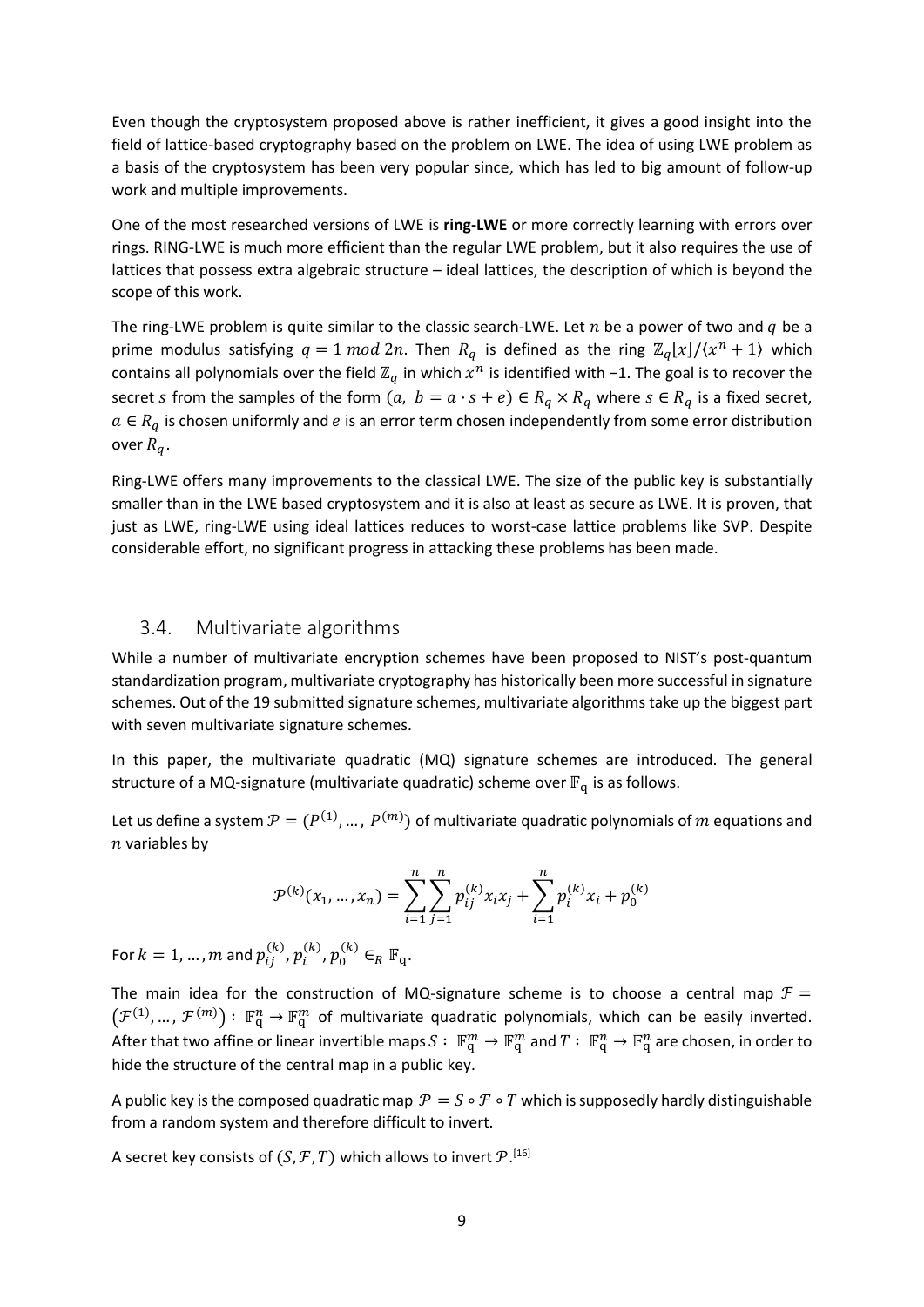Even though the cryptosystem proposed above is rather inefficient, it gives a good insight into the field of lattice-based cryptography based on the problem on LWE. The idea of using LWE problem as a basis of the cryptosystem has been very popular since, which has led to big amount of follow-up work and multiple improvements.

One of the most researched versions of LWE is **ring-LWE** or more correctly learning with errors over rings. RING-LWE is much more efficient than the regular LWE problem, but it also requires the use of lattices that possess extra algebraic structure – ideal lattices, the description of which is beyond the scope of this work.

The ring-LWE problem is quite similar to the classic search-LWE. Let $n$ be a power of two and $q$ be a prime modulus satisfying $q = 1 \bmod 2n$. Then $R_q$ is defined as the ring $\mathbb{Z}_q[x]/\langle x^n + 1\rangle$ which contains all polynomials over the field $\mathbb{Z}_q$ in which $x^n$ is identified with $-1$. The goal is to recover the secret $s$ from the samples of the form $(a,\ b = a \cdot s + e) \in R_q \times R_q$ where $s \in R_q$ is a fixed secret, $a \in R_q$ is chosen uniformly and $e$ is an error term chosen independently from some error distribution over $R_q$.

Ring-LWE offers many improvements to the classical LWE. The size of the public key is substantially smaller than in the LWE based cryptosystem and it is also at least as secure as LWE. It is proven, that just as LWE, ring-LWE using ideal lattices reduces to worst-case lattice problems like SVP. Despite considerable effort, no significant progress in attacking these problems has been made.

## 3.4. Multivariate algorithms

While a number of multivariate encryption schemes have been proposed to NIST's post-quantum standardization program, multivariate cryptography has historically been more successful in signature schemes. Out of the 19 submitted signature schemes, multivariate algorithms take up the biggest part with seven multivariate signature schemes.

In this paper, the multivariate quadratic (MQ) signature schemes are introduced. The general structure of a MQ-signature (multivariate quadratic) scheme over $\mathbb{F}_q$ is as follows.

Let us define a system $\mathcal{P} = (P^{(1)}, \dots, P^{(m)})$ of multivariate quadratic polynomials of $m$ equations and $n$ variables by

$$\mathcal{P}^{(k)}(x_1, \dots, x_n) = \sum_{i=1}^{n} \sum_{j=1}^{n} p_{ij}^{(k)} x_i x_j + \sum_{i=1}^{n} p_i^{(k)} x_i + p_0^{(k)}$$

For $k = 1, \dots, m$ and $p_{ij}^{(k)}, p_i^{(k)}, p_0^{(k)} \in_R \mathbb{F}_q$.

The main idea for the construction of MQ-signature scheme is to choose a central map $\mathcal{F} = (\mathcal{F}^{(1)}, \dots, \mathcal{F}^{(m)}) : \mathbb{F}_q^n \rightarrow \mathbb{F}_q^m$ of multivariate quadratic polynomials, which can be easily inverted. After that two affine or linear invertible maps $S : \mathbb{F}_q^m \rightarrow \mathbb{F}_q^m$ and $T : \mathbb{F}_q^n \rightarrow \mathbb{F}_q^n$ are chosen, in order to hide the structure of the central map in a public key.

A public key is the composed quadratic map $\mathcal{P} = S \circ \mathcal{F} \circ T$ which is supposedly hardly distinguishable from a random system and therefore difficult to invert.

A secret key consists of $(S, \mathcal{F}, T)$ which allows to invert $\mathcal{P}$.[16]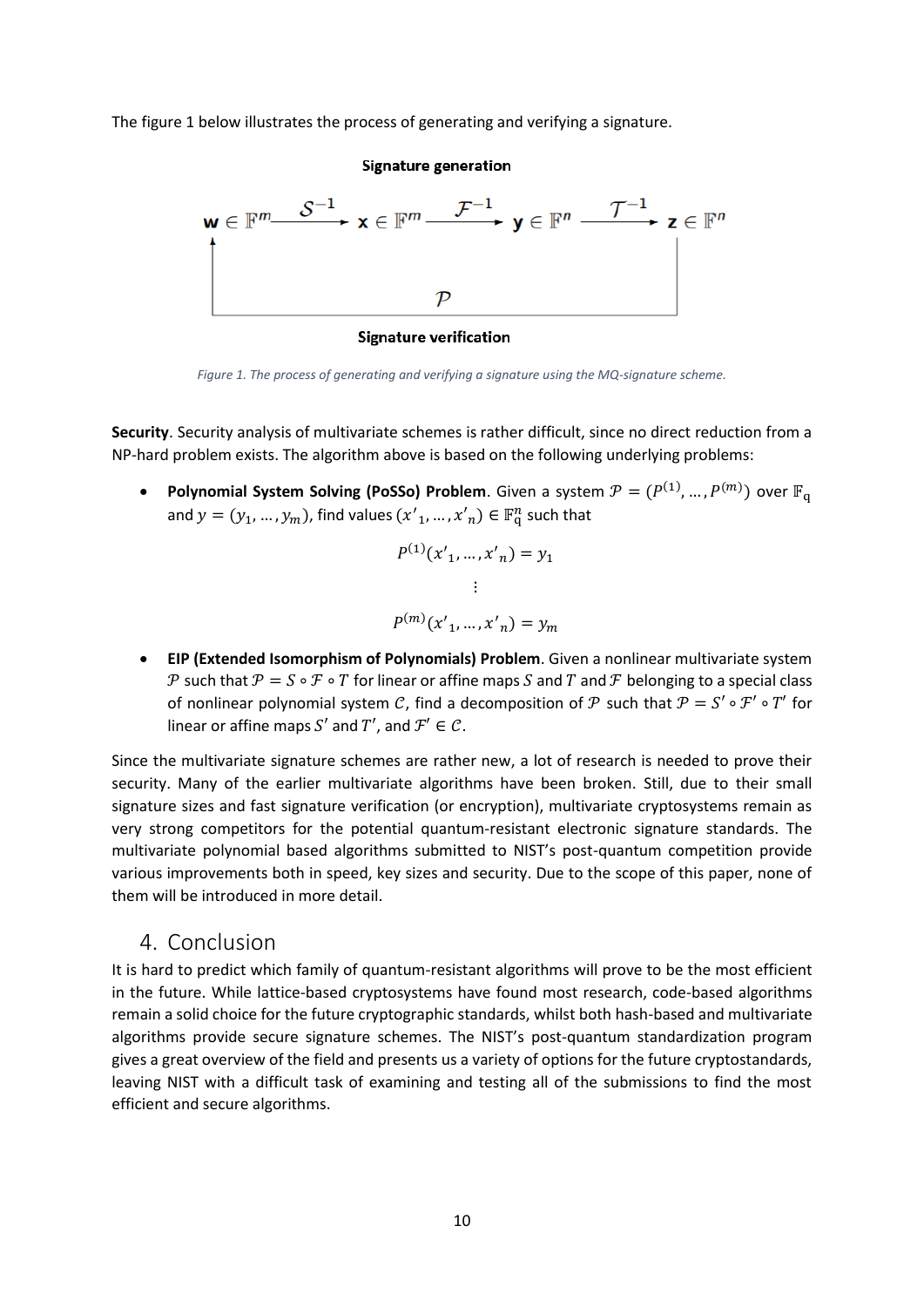The figure 1 below illustrates the process of generating and verifying a signature.

**Signature generation**

$$\mathbf{w} \in \mathbb{F}^m \xrightarrow{\mathcal{S}^{-1}} \mathbf{x} \in \mathbb{F}^m \xrightarrow{\mathcal{F}^{-1}} \mathbf{y} \in \mathbb{F}^n \xrightarrow{\mathcal{T}^{-1}} \mathbf{z} \in \mathbb{F}^n$$

$$\mathcal{P}$$

**Signature verification**

*Figure 1. The process of generating and verifying a signature using the MQ-signature scheme.*

**Security**. Security analysis of multivariate schemes is rather difficult, since no direct reduction from a NP-hard problem exists. The algorithm above is based on the following underlying problems:

- **Polynomial System Solving (PoSSo) Problem**. Given a system $\mathcal{P} = (P^{(1)}, \dots, P^{(m)})$ over $\mathbb{F}_q$ and $y = (y_1, \dots, y_m)$, find values $(x'_1, \dots, x'_n) \in \mathbb{F}_q^n$ such that

$$P^{(1)}(x'_1, \dots, x'_n) = y_1$$
$$\vdots$$
$$P^{(m)}(x'_1, \dots, x'_n) = y_m$$

- **EIP (Extended Isomorphism of Polynomials) Problem**. Given a nonlinear multivariate system $\mathcal{P}$ such that $\mathcal{P} = S \circ \mathcal{F} \circ T$ for linear or affine maps $S$ and $T$ and $\mathcal{F}$ belonging to a special class of nonlinear polynomial system $\mathcal{C}$, find a decomposition of $\mathcal{P}$ such that $\mathcal{P} = S' \circ \mathcal{F}' \circ T'$ for linear or affine maps $S'$ and $T'$, and $\mathcal{F}' \in \mathcal{C}$.

Since the multivariate signature schemes are rather new, a lot of research is needed to prove their security. Many of the earlier multivariate algorithms have been broken. Still, due to their small signature sizes and fast signature verification (or encryption), multivariate cryptosystems remain as very strong competitors for the potential quantum-resistant electronic signature standards. The multivariate polynomial based algorithms submitted to NIST's post-quantum competition provide various improvements both in speed, key sizes and security. Due to the scope of this paper, none of them will be introduced in more detail.

## 4. Conclusion

It is hard to predict which family of quantum-resistant algorithms will prove to be the most efficient in the future. While lattice-based cryptosystems have found most research, code-based algorithms remain a solid choice for the future cryptographic standards, whilst both hash-based and multivariate algorithms provide secure signature schemes. The NIST's post-quantum standardization program gives a great overview of the field and presents us a variety of options for the future cryptostandards, leaving NIST with a difficult task of examining and testing all of the submissions to find the most efficient and secure algorithms.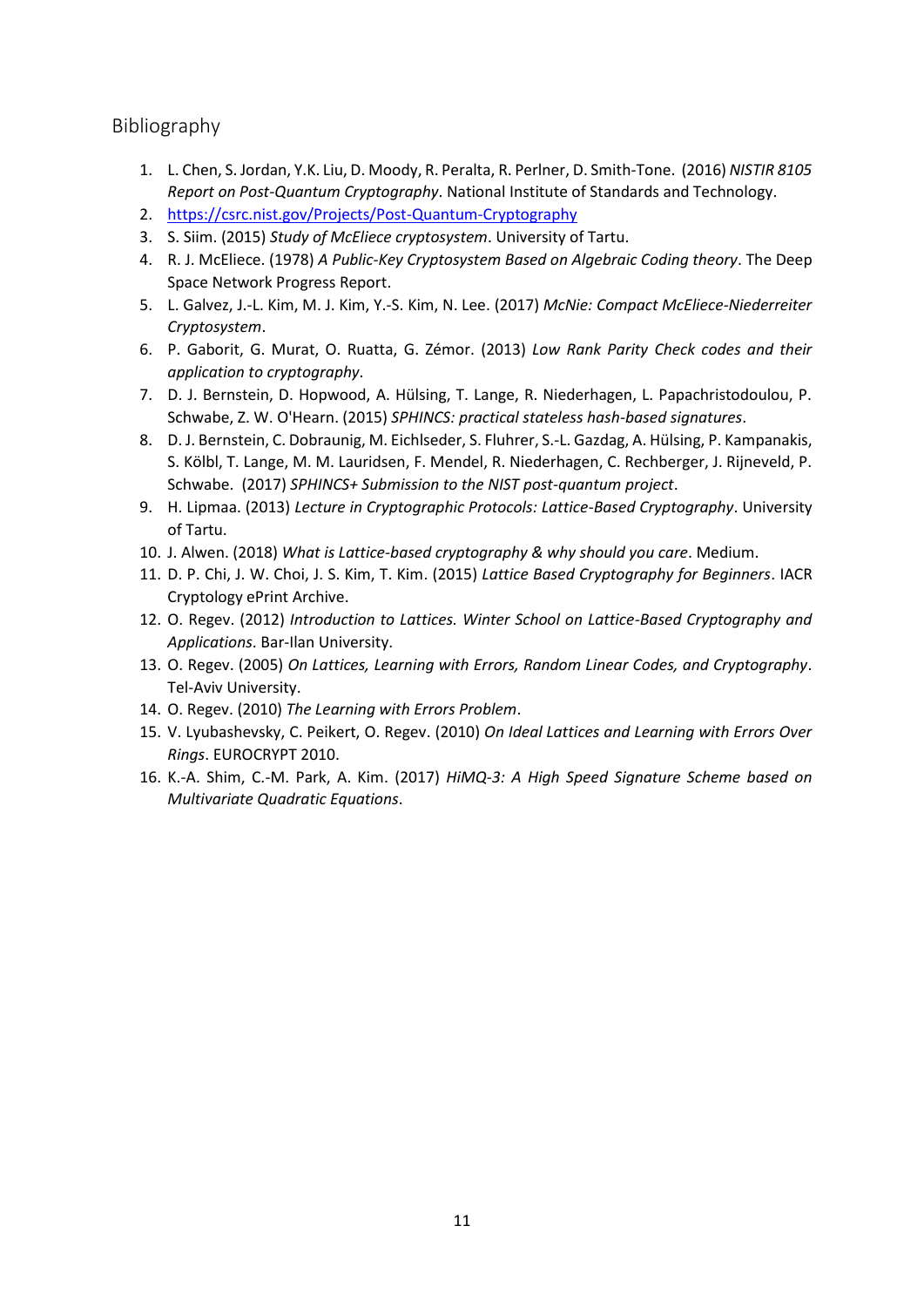## Bibliography

1. L. Chen, S. Jordan, Y.K. Liu, D. Moody, R. Peralta, R. Perlner, D. Smith-Tone. (2016) *NISTIR 8105 Report on Post-Quantum Cryptography*. National Institute of Standards and Technology.
2. https://csrc.nist.gov/Projects/Post-Quantum-Cryptography
3. S. Siim. (2015) *Study of McEliece cryptosystem*. University of Tartu.
4. R. J. McEliece. (1978) *A Public-Key Cryptosystem Based on Algebraic Coding theory*. The Deep Space Network Progress Report.
5. L. Galvez, J.-L. Kim, M. J. Kim, Y.-S. Kim, N. Lee. (2017) *McNie: Compact McEliece-Niederreiter Cryptosystem*.
6. P. Gaborit, G. Murat, O. Ruatta, G. Zémor. (2013) *Low Rank Parity Check codes and their application to cryptography*.
7. D. J. Bernstein, D. Hopwood, A. Hülsing, T. Lange, R. Niederhagen, L. Papachristodoulou, P. Schwabe, Z. W. O'Hearn. (2015) *SPHINCS: practical stateless hash-based signatures*.
8. D. J. Bernstein, C. Dobraunig, M. Eichlseder, S. Fluhrer, S.-L. Gazdag, A. Hülsing, P. Kampanakis, S. Kölbl, T. Lange, M. M. Lauridsen, F. Mendel, R. Niederhagen, C. Rechberger, J. Rijneveld, P. Schwabe. (2017) *SPHINCS+ Submission to the NIST post-quantum project*.
9. H. Lipmaa. (2013) *Lecture in Cryptographic Protocols: Lattice-Based Cryptography*. University of Tartu.
10. J. Alwen. (2018) *What is Lattice-based cryptography & why should you care*. Medium.
11. D. P. Chi, J. W. Choi, J. S. Kim, T. Kim. (2015) *Lattice Based Cryptography for Beginners*. IACR Cryptology ePrint Archive.
12. O. Regev. (2012) *Introduction to Lattices. Winter School on Lattice-Based Cryptography and Applications*. Bar-Ilan University.
13. O. Regev. (2005) *On Lattices, Learning with Errors, Random Linear Codes, and Cryptography*. Tel-Aviv University.
14. O. Regev. (2010) *The Learning with Errors Problem*.
15. V. Lyubashevsky, C. Peikert, O. Regev. (2010) *On Ideal Lattices and Learning with Errors Over Rings*. EUROCRYPT 2010.
16. K.-A. Shim, C.-M. Park, A. Kim. (2017) *HiMQ-3: A High Speed Signature Scheme based on Multivariate Quadratic Equations*.